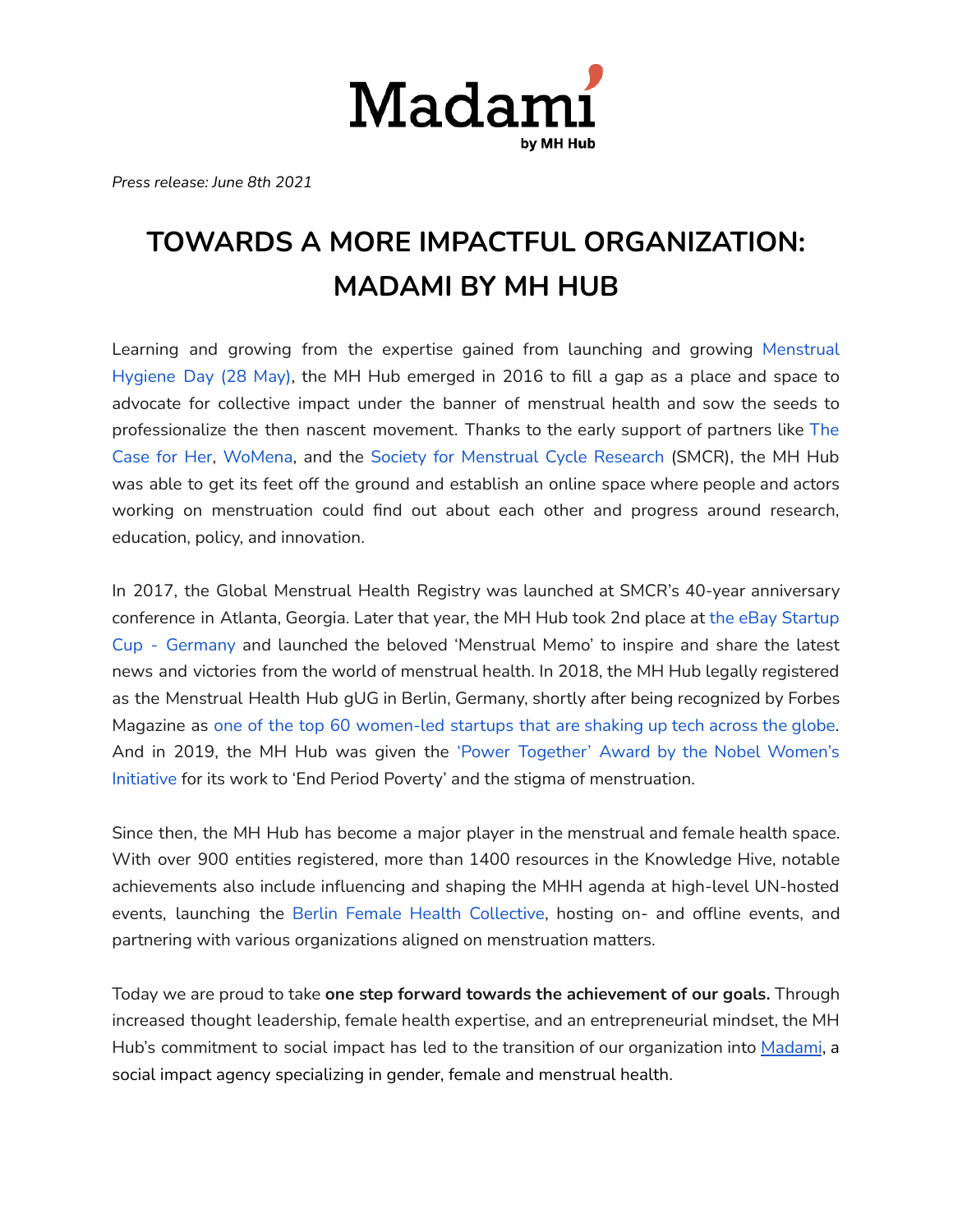Madami
by MH Hub

*Press release: June 8th 2021*

# TOWARDS A MORE IMPACTFUL ORGANIZATION: MADAMI BY MH HUB

Learning and growing from the expertise gained from launching and growing Menstrual Hygiene Day (28 May), the MH Hub emerged in 2016 to fill a gap as a place and space to advocate for collective impact under the banner of menstrual health and sow the seeds to professionalize the then nascent movement. Thanks to the early support of partners like The Case for Her, WoMena, and the Society for Menstrual Cycle Research (SMCR), the MH Hub was able to get its feet off the ground and establish an online space where people and actors working on menstruation could find out about each other and progress around research, education, policy, and innovation.

In 2017, the Global Menstrual Health Registry was launched at SMCR's 40-year anniversary conference in Atlanta, Georgia. Later that year, the MH Hub took 2nd place at the eBay Startup Cup - Germany and launched the beloved 'Menstrual Memo' to inspire and share the latest news and victories from the world of menstrual health. In 2018, the MH Hub legally registered as the Menstrual Health Hub gUG in Berlin, Germany, shortly after being recognized by Forbes Magazine as one of the top 60 women-led startups that are shaking up tech across the globe. And in 2019, the MH Hub was given the 'Power Together' Award by the Nobel Women's Initiative for its work to 'End Period Poverty' and the stigma of menstruation.

Since then, the MH Hub has become a major player in the menstrual and female health space. With over 900 entities registered, more than 1400 resources in the Knowledge Hive, notable achievements also include influencing and shaping the MHH agenda at high-level UN-hosted events, launching the Berlin Female Health Collective, hosting on- and offline events, and partnering with various organizations aligned on menstruation matters.

Today we are proud to take **one step forward towards the achievement of our goals.** Through increased thought leadership, female health expertise, and an entrepreneurial mindset, the MH Hub's commitment to social impact has led to the transition of our organization into Madami, a social impact agency specializing in gender, female and menstrual health.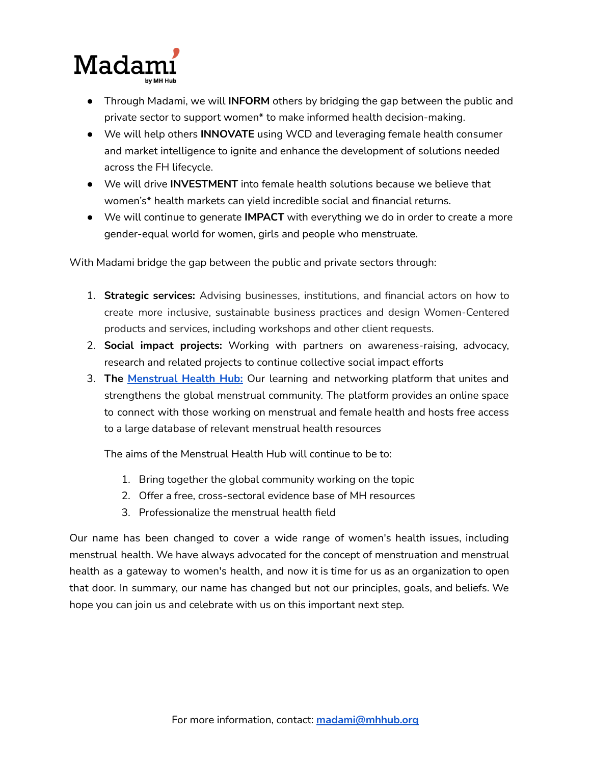- Through Madami, we will **INFORM** others by bridging the gap between the public and private sector to support women* to make informed health decision-making.
- We will help others **INNOVATE** using WCD and leveraging female health consumer and market intelligence to ignite and enhance the development of solutions needed across the FH lifecycle.
- We will drive **INVESTMENT** into female health solutions because we believe that women's* health markets can yield incredible social and financial returns.
- We will continue to generate **IMPACT** with everything we do in order to create a more gender-equal world for women, girls and people who menstruate.

With Madami bridge the gap between the public and private sectors through:

1. **Strategic services:** Advising businesses, institutions, and financial actors on how to create more inclusive, sustainable business practices and design Women-Centered products and services, including workshops and other client requests.
2. **Social impact projects:** Working with partners on awareness-raising, advocacy, research and related projects to continue collective social impact efforts
3. **The [Menstrual Health Hub:](#)** Our learning and networking platform that unites and strengthens the global menstrual community. The platform provides an online space to connect with those working on menstrual and female health and hosts free access to a large database of relevant menstrual health resources

   The aims of the Menstrual Health Hub will continue to be to:

   1. Bring together the global community working on the topic
   2. Offer a free, cross-sectoral evidence base of MH resources
   3. Professionalize the menstrual health field

Our name has been changed to cover a wide range of women's health issues, including menstrual health. We have always advocated for the concept of menstruation and menstrual health as a gateway to women's health, and now it is time for us as an organization to open that door. In summary, our name has changed but not our principles, goals, and beliefs. We hope you can join us and celebrate with us on this important next step.

For more information, contact: **madami@mhhub.org**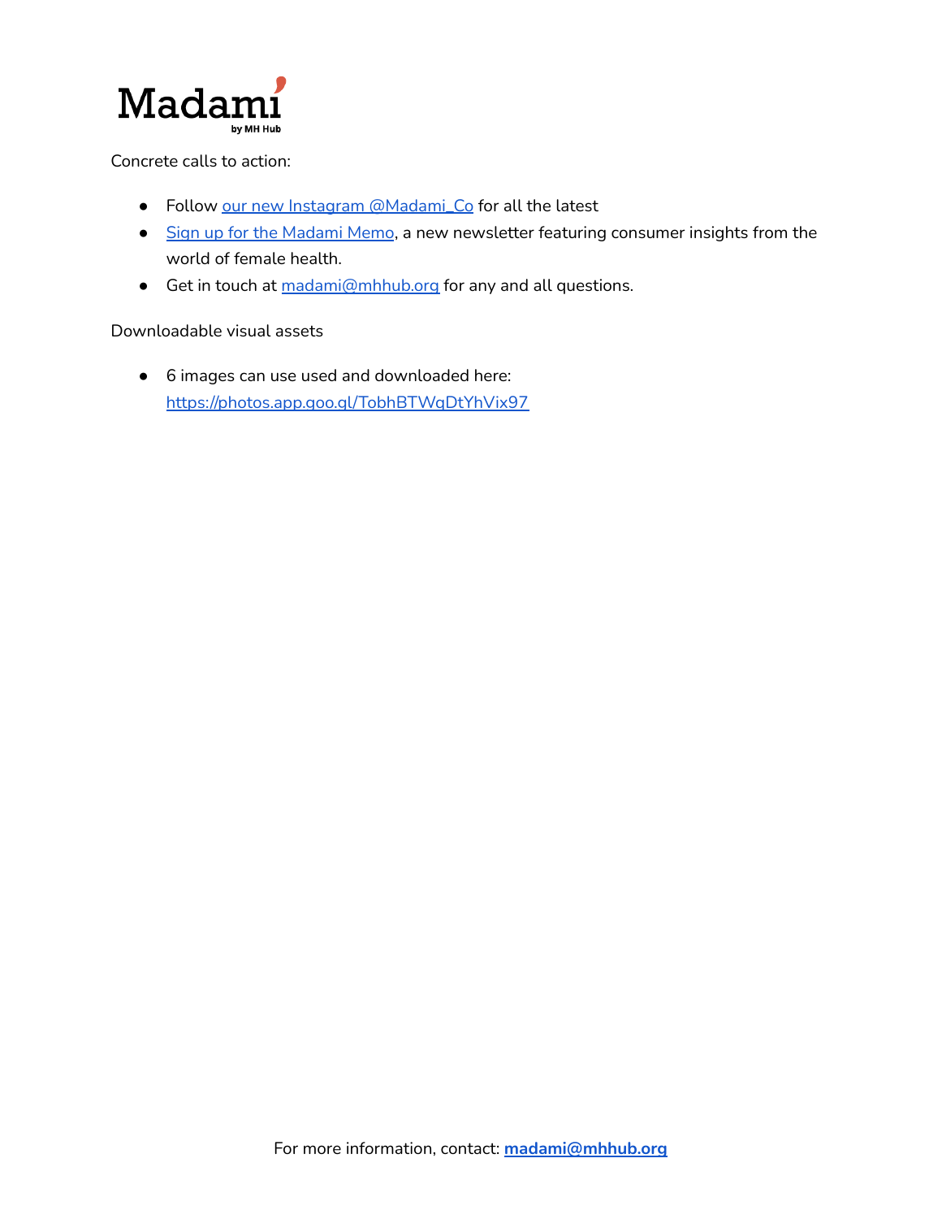Madami
by MH Hub

Concrete calls to action:

- Follow our new Instagram @Madami_Co for all the latest
- Sign up for the Madami Memo, a new newsletter featuring consumer insights from the world of female health.
- Get in touch at madami@mhhub.org for any and all questions.

Downloadable visual assets

- 6 images can use used and downloaded here: https://photos.app.goo.gl/TobhBTWqDtYhVix97

For more information, contact: **madami@mhhub.org**